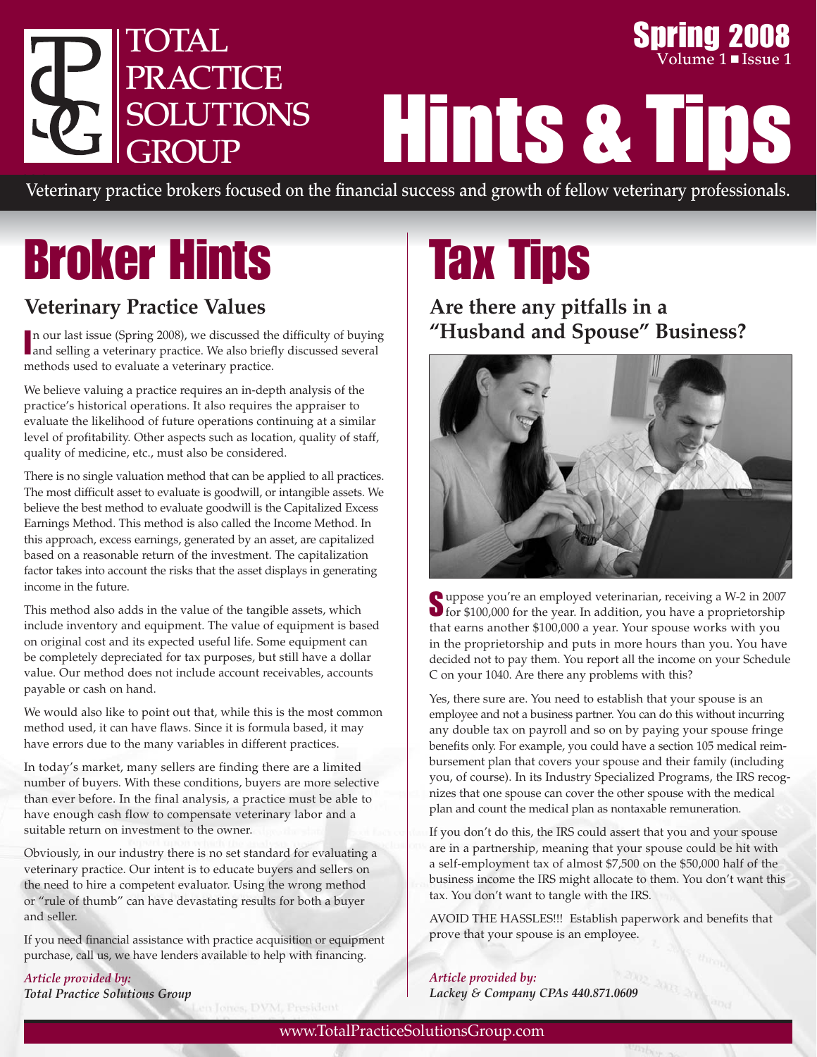# TOTAL PRACTICE SOLUTIONS GROUP

**Spring 2008**
Volume 1 ■ Issue 1

# Hints & Tips

Veterinary practice brokers focused on the financial success and growth of fellow veterinary professionals.

# Broker Hints

## Veterinary Practice Values

In our last issue (Spring 2008), we discussed the difficulty of buying and selling a veterinary practice. We also briefly discussed several methods used to evaluate a veterinary practice.

We believe valuing a practice requires an in-depth analysis of the practice's historical operations. It also requires the appraiser to evaluate the likelihood of future operations continuing at a similar level of profitability. Other aspects such as location, quality of staff, quality of medicine, etc., must also be considered.

There is no single valuation method that can be applied to all practices. The most difficult asset to evaluate is goodwill, or intangible assets. We believe the best method to evaluate goodwill is the Capitalized Excess Earnings Method. This method is also called the Income Method. In this approach, excess earnings, generated by an asset, are capitalized based on a reasonable return of the investment. The capitalization factor takes into account the risks that the asset displays in generating income in the future.

This method also adds in the value of the tangible assets, which include inventory and equipment. The value of equipment is based on original cost and its expected useful life. Some equipment can be completely depreciated for tax purposes, but still have a dollar value. Our method does not include account receivables, accounts payable or cash on hand.

We would also like to point out that, while this is the most common method used, it can have flaws. Since it is formula based, it may have errors due to the many variables in different practices.

In today's market, many sellers are finding there are a limited number of buyers. With these conditions, buyers are more selective than ever before. In the final analysis, a practice must be able to have enough cash flow to compensate veterinary labor and a suitable return on investment to the owner.

Obviously, in our industry there is no set standard for evaluating a veterinary practice. Our intent is to educate buyers and sellers on the need to hire a competent evaluator. Using the wrong method or "rule of thumb" can have devastating results for both a buyer and seller.

If you need financial assistance with practice acquisition or equipment purchase, call us, we have lenders available to help with financing.

***Article provided by:***
***Total Practice Solutions Group***

# Tax Tips

## Are there any pitfalls in a "Husband and Spouse" Business?

Suppose you're an employed veterinarian, receiving a W-2 in 2007 for $100,000 for the year. In addition, you have a proprietorship that earns another $100,000 a year. Your spouse works with you in the proprietorship and puts in more hours than you. You have decided not to pay them. You report all the income on your Schedule C on your 1040. Are there any problems with this?

Yes, there sure are. You need to establish that your spouse is an employee and not a business partner. You can do this without incurring any double tax on payroll and so on by paying your spouse fringe benefits only. For example, you could have a section 105 medical reimbursement plan that covers your spouse and their family (including you, of course). In its Industry Specialized Programs, the IRS recognizes that one spouse can cover the other spouse with the medical plan and count the medical plan as nontaxable remuneration.

If you don't do this, the IRS could assert that you and your spouse are in a partnership, meaning that your spouse could be hit with a self-employment tax of almost $7,500 on the $50,000 half of the business income the IRS might allocate to them. You don't want this tax. You don't want to tangle with the IRS.

AVOID THE HASSLES!!! Establish paperwork and benefits that prove that your spouse is an employee.

***Article provided by:***
***Lackey & Company CPAs 440.871.0609***

www.TotalPracticeSolutionsGroup.com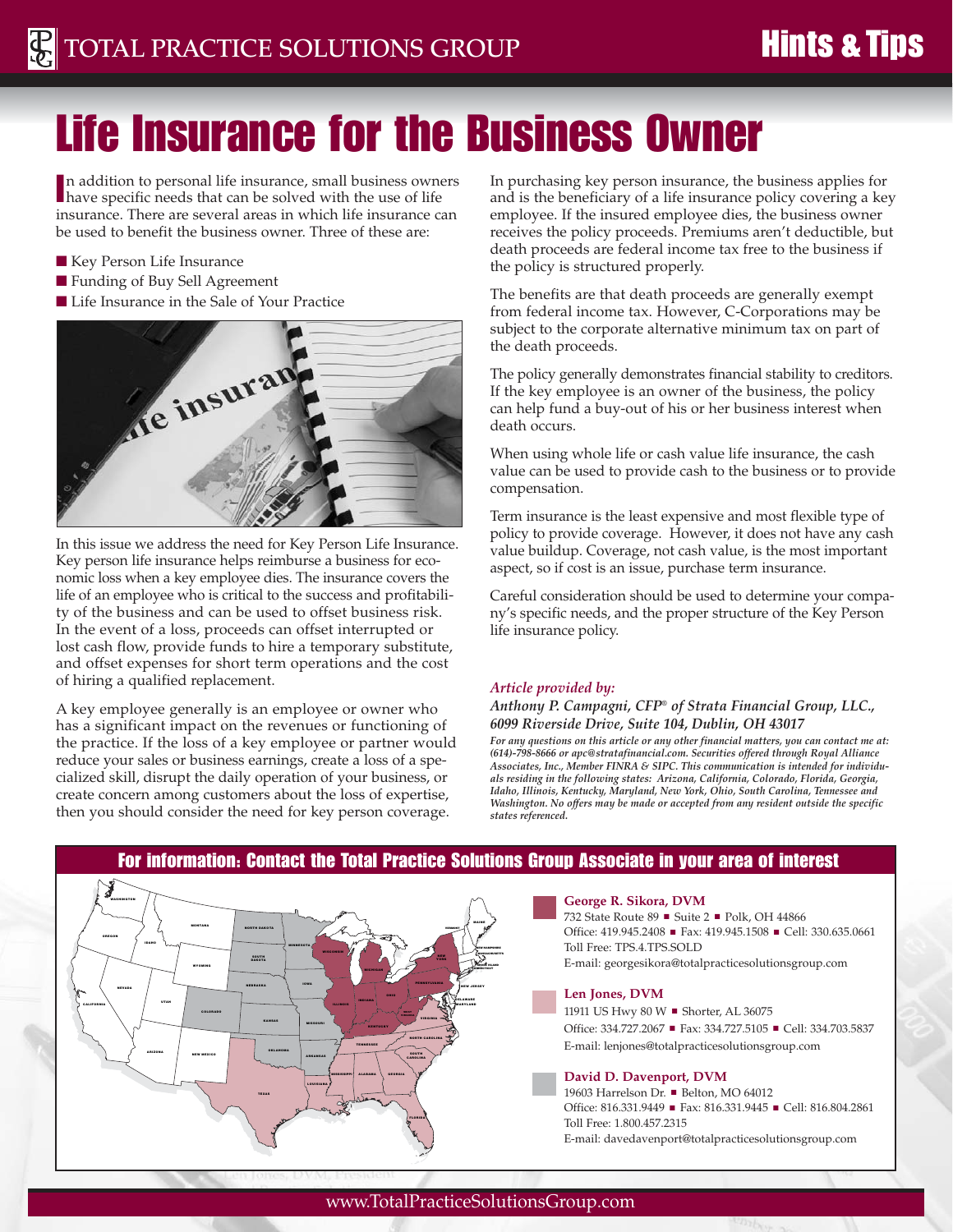# Life Insurance for the Business Owner

In addition to personal life insurance, small business owners have specific needs that can be solved with the use of life insurance. There are several areas in which life insurance can be used to benefit the business owner. Three of these are:

- Key Person Life Insurance
- Funding of Buy Sell Agreement
- Life Insurance in the Sale of Your Practice

In this issue we address the need for Key Person Life Insurance. Key person life insurance helps reimburse a business for economic loss when a key employee dies. The insurance covers the life of an employee who is critical to the success and profitability of the business and can be used to offset business risk. In the event of a loss, proceeds can offset interrupted or lost cash flow, provide funds to hire a temporary substitute, and offset expenses for short term operations and the cost of hiring a qualified replacement.

A key employee generally is an employee or owner who has a significant impact on the revenues or functioning of the practice. If the loss of a key employee or partner would reduce your sales or business earnings, create a loss of a specialized skill, disrupt the daily operation of your business, or create concern among customers about the loss of expertise, then you should consider the need for key person coverage.

In purchasing key person insurance, the business applies for and is the beneficiary of a life insurance policy covering a key employee. If the insured employee dies, the business owner receives the policy proceeds. Premiums aren't deductible, but death proceeds are federal income tax free to the business if the policy is structured properly.

The benefits are that death proceeds are generally exempt from federal income tax. However, C-Corporations may be subject to the corporate alternative minimum tax on part of the death proceeds.

The policy generally demonstrates financial stability to creditors. If the key employee is an owner of the business, the policy can help fund a buy-out of his or her business interest when death occurs.

When using whole life or cash value life insurance, the cash value can be used to provide cash to the business or to provide compensation.

Term insurance is the least expensive and most flexible type of policy to provide coverage. However, it does not have any cash value buildup. Coverage, not cash value, is the most important aspect, so if cost is an issue, purchase term insurance.

Careful consideration should be used to determine your company's specific needs, and the proper structure of the Key Person life insurance policy.

*Article provided by:*

***Anthony P. Campagni, CFP® of Strata Financial Group, LLC., 6099 Riverside Drive, Suite 104, Dublin, OH 43017***

***For any questions on this article or any other financial matters, you can contact me at: (614)-798-8666 or apc@stratafinancial.com. Securities offered through Royal Alliance Associates, Inc., Member FINRA & SIPC. This communication is intended for individuals residing in the following states: Arizona, California, Colorado, Florida, Georgia, Idaho, Illinois, Kentucky, Maryland, New York, Ohio, South Carolina, Tennessee and Washington. No offers may be made or accepted from any resident outside the specific states referenced.***

## For information: Contact the Total Practice Solutions Group Associate in your area of interest

**George R. Sikora, DVM**
732 State Route 89 ■ Suite 2 ■ Polk, OH 44866
Office: 419.945.2408 ■ Fax: 419.945.1508 ■ Cell: 330.635.0661
Toll Free: TPS.4.TPS.SOLD
E-mail: georgesikora@totalpracticesolutionsgroup.com

**Len Jones, DVM**
11911 US Hwy 80 W ■ Shorter, AL 36075
Office: 334.727.2067 ■ Fax: 334.727.5105 ■ Cell: 334.703.5837
E-mail: lenjones@totalpracticesolutionsgroup.com

**David D. Davenport, DVM**
19603 Harrelson Dr. ■ Belton, MO 64012
Office: 816.331.9449 ■ Fax: 816.331.9445 ■ Cell: 816.804.2861
Toll Free: 1.800.457.2315
E-mail: davedavenport@totalpracticesolutionsgroup.com